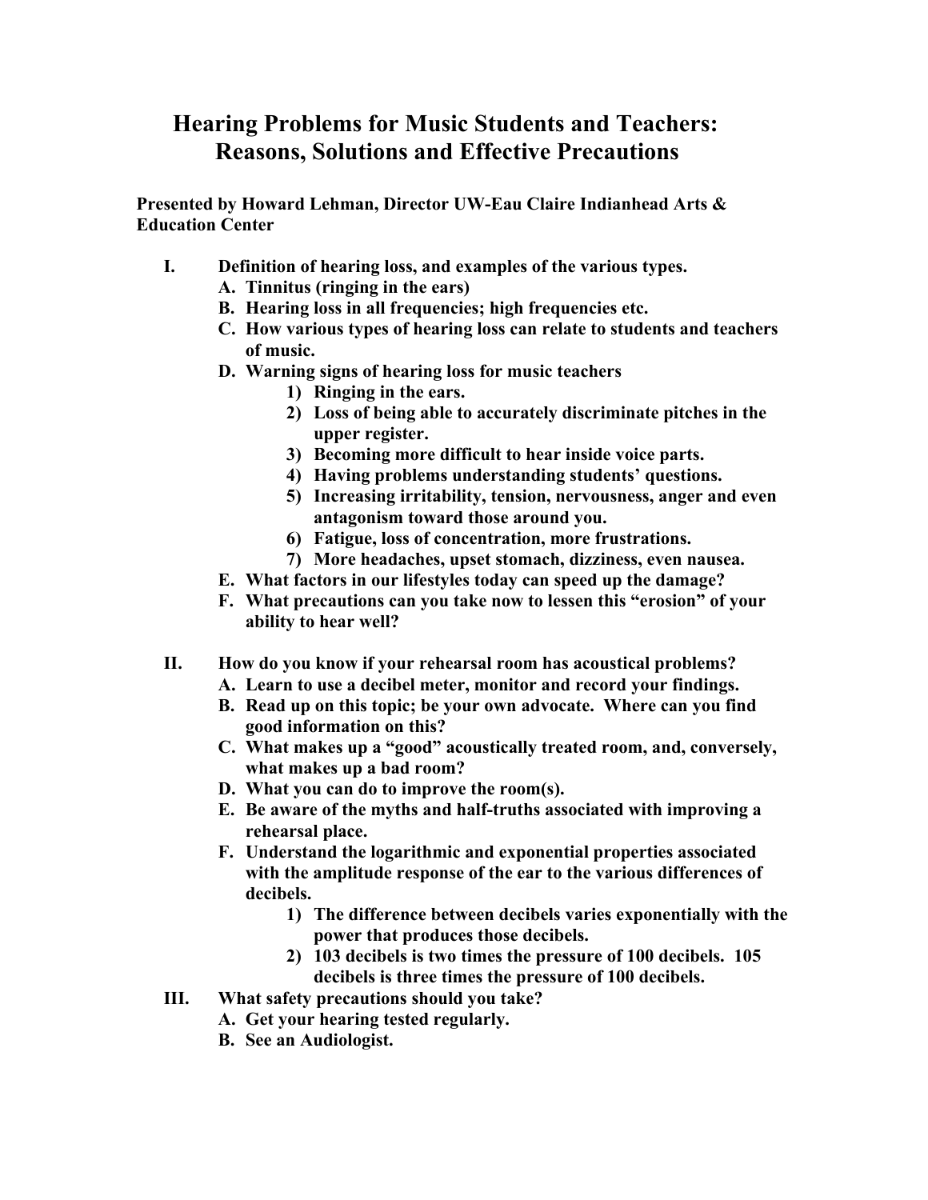# Hearing Problems for Music Students and Teachers: Reasons, Solutions and Effective Precautions

**Presented by Howard Lehman, Director UW-Eau Claire Indianhead Arts & Education Center**

**I. Definition of hearing loss, and examples of the various types.**

- **A. Tinnitus (ringing in the ears)**
- **B. Hearing loss in all frequencies; high frequencies etc.**
- **C. How various types of hearing loss can relate to students and teachers of music.**
- **D. Warning signs of hearing loss for music teachers**
  1) **Ringing in the ears.**
  2) **Loss of being able to accurately discriminate pitches in the upper register.**
  3) **Becoming more difficult to hear inside voice parts.**
  4) **Having problems understanding students' questions.**
  5) **Increasing irritability, tension, nervousness, anger and even antagonism toward those around you.**
  6) **Fatigue, loss of concentration, more frustrations.**
  7) **More headaches, upset stomach, dizziness, even nausea.**
- **E. What factors in our lifestyles today can speed up the damage?**
- **F. What precautions can you take now to lessen this "erosion" of your ability to hear well?**

**II. How do you know if your rehearsal room has acoustical problems?**

- **A. Learn to use a decibel meter, monitor and record your findings.**
- **B. Read up on this topic; be your own advocate. Where can you find good information on this?**
- **C. What makes up a "good" acoustically treated room, and, conversely, what makes up a bad room?**
- **D. What you can do to improve the room(s).**
- **E. Be aware of the myths and half-truths associated with improving a rehearsal place.**
- **F. Understand the logarithmic and exponential properties associated with the amplitude response of the ear to the various differences of decibels.**
  1) **The difference between decibels varies exponentially with the power that produces those decibels.**
  2) **103 decibels is two times the pressure of 100 decibels. 105 decibels is three times the pressure of 100 decibels.**

**III. What safety precautions should you take?**

- **A. Get your hearing tested regularly.**
- **B. See an Audiologist.**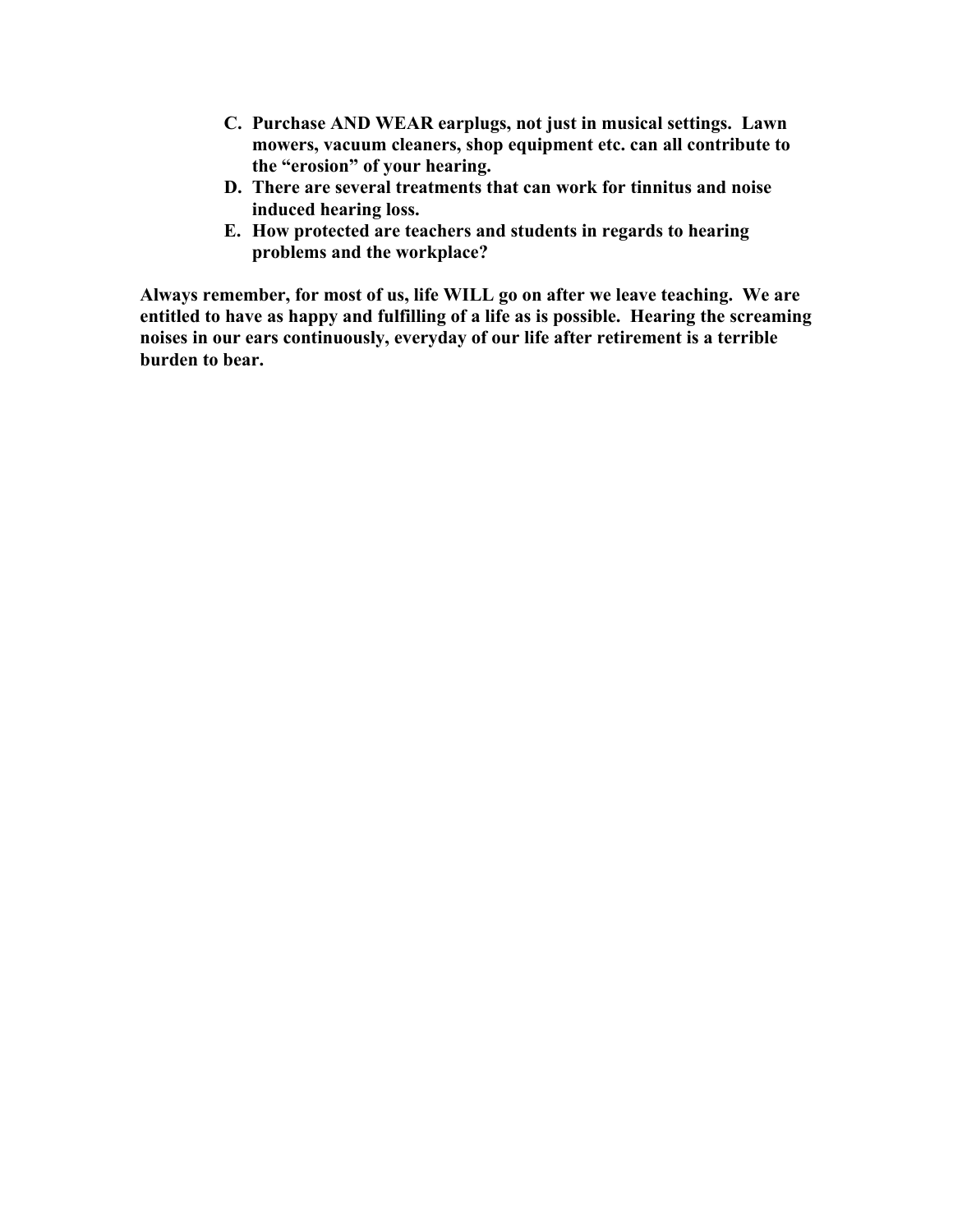**C. Purchase AND WEAR earplugs, not just in musical settings. Lawn mowers, vacuum cleaners, shop equipment etc. can all contribute to the “erosion” of your hearing.**

**D. There are several treatments that can work for tinnitus and noise induced hearing loss.**

**E. How protected are teachers and students in regards to hearing problems and the workplace?**

**Always remember, for most of us, life WILL go on after we leave teaching. We are entitled to have as happy and fulfilling of a life as is possible. Hearing the screaming noises in our ears continuously, everyday of our life after retirement is a terrible burden to bear.**